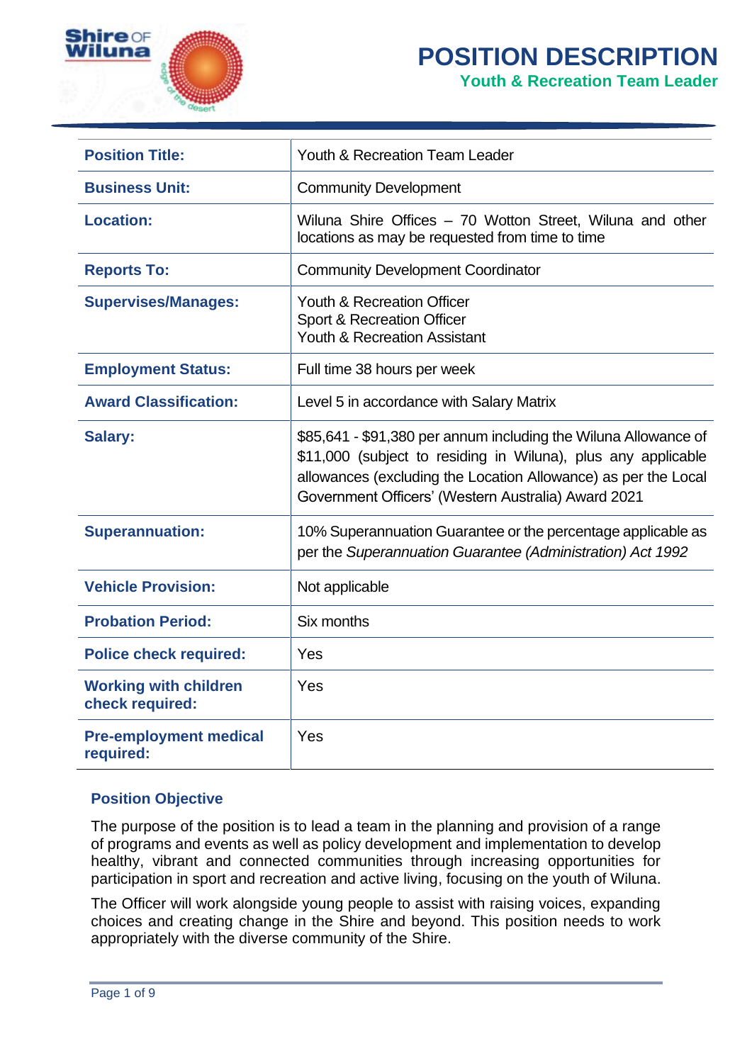# POSITION DESCRIPTION

## Youth & Recreation Team Leader

| **Position Title:** | Youth & Recreation Team Leader |
|---|---|
| **Business Unit:** | Community Development |
| **Location:** | Wiluna Shire Offices – 70 Wotton Street, Wiluna and other locations as may be requested from time to time |
| **Reports To:** | Community Development Coordinator |
| **Supervises/Manages:** | Youth & Recreation Officer<br>Sport & Recreation Officer<br>Youth & Recreation Assistant |
| **Employment Status:** | Full time 38 hours per week |
| **Award Classification:** | Level 5 in accordance with Salary Matrix |
| **Salary:** | $85,641 - $91,380 per annum including the Wiluna Allowance of $11,000 (subject to residing in Wiluna), plus any applicable allowances (excluding the Location Allowance) as per the Local Government Officers' (Western Australia) Award 2021 |
| **Superannuation:** | 10% Superannuation Guarantee or the percentage applicable as per the *Superannuation Guarantee (Administration) Act 1992* |
| **Vehicle Provision:** | Not applicable |
| **Probation Period:** | Six months |
| **Police check required:** | Yes |
| **Working with children check required:** | Yes |
| **Pre-employment medical required:** | Yes |

### Position Objective

The purpose of the position is to lead a team in the planning and provision of a range of programs and events as well as policy development and implementation to develop healthy, vibrant and connected communities through increasing opportunities for participation in sport and recreation and active living, focusing on the youth of Wiluna.

The Officer will work alongside young people to assist with raising voices, expanding choices and creating change in the Shire and beyond. This position needs to work appropriately with the diverse community of the Shire.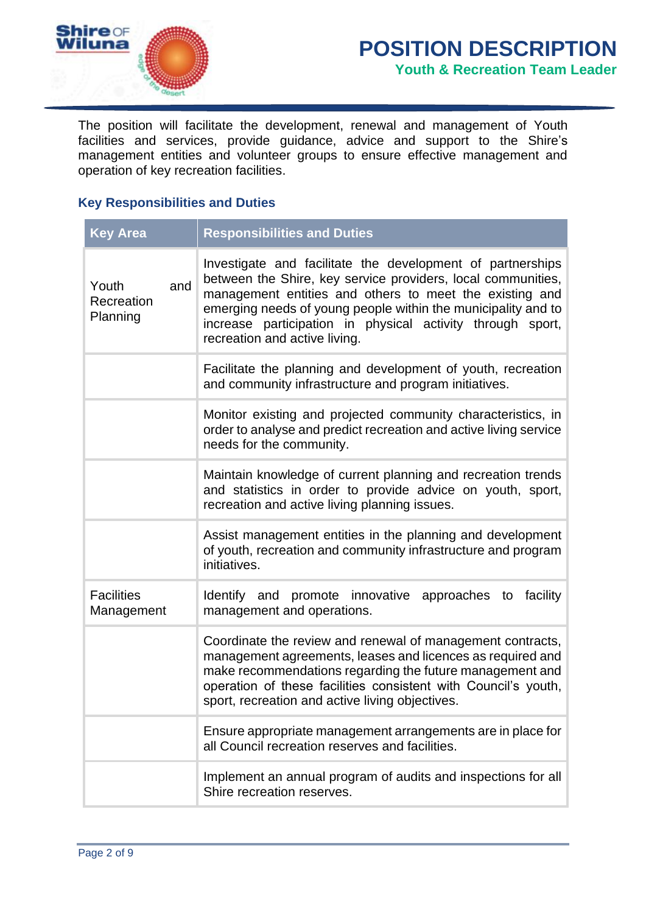The position will facilitate the development, renewal and management of Youth facilities and services, provide guidance, advice and support to the Shire's management entities and volunteer groups to ensure effective management and operation of key recreation facilities.

### Key Responsibilities and Duties

| Key Area | Responsibilities and Duties |
|---|---|
| Youth and Recreation Planning | Investigate and facilitate the development of partnerships between the Shire, key service providers, local communities, management entities and others to meet the existing and emerging needs of young people within the municipality and to increase participation in physical activity through sport, recreation and active living. |
| | Facilitate the planning and development of youth, recreation and community infrastructure and program initiatives. |
| | Monitor existing and projected community characteristics, in order to analyse and predict recreation and active living service needs for the community. |
| | Maintain knowledge of current planning and recreation trends and statistics in order to provide advice on youth, sport, recreation and active living planning issues. |
| | Assist management entities in the planning and development of youth, recreation and community infrastructure and program initiatives. |
| Facilities Management | Identify and promote innovative approaches to facility management and operations. |
| | Coordinate the review and renewal of management contracts, management agreements, leases and licences as required and make recommendations regarding the future management and operation of these facilities consistent with Council's youth, sport, recreation and active living objectives. |
| | Ensure appropriate management arrangements are in place for all Council recreation reserves and facilities. |
| | Implement an annual program of audits and inspections for all Shire recreation reserves. |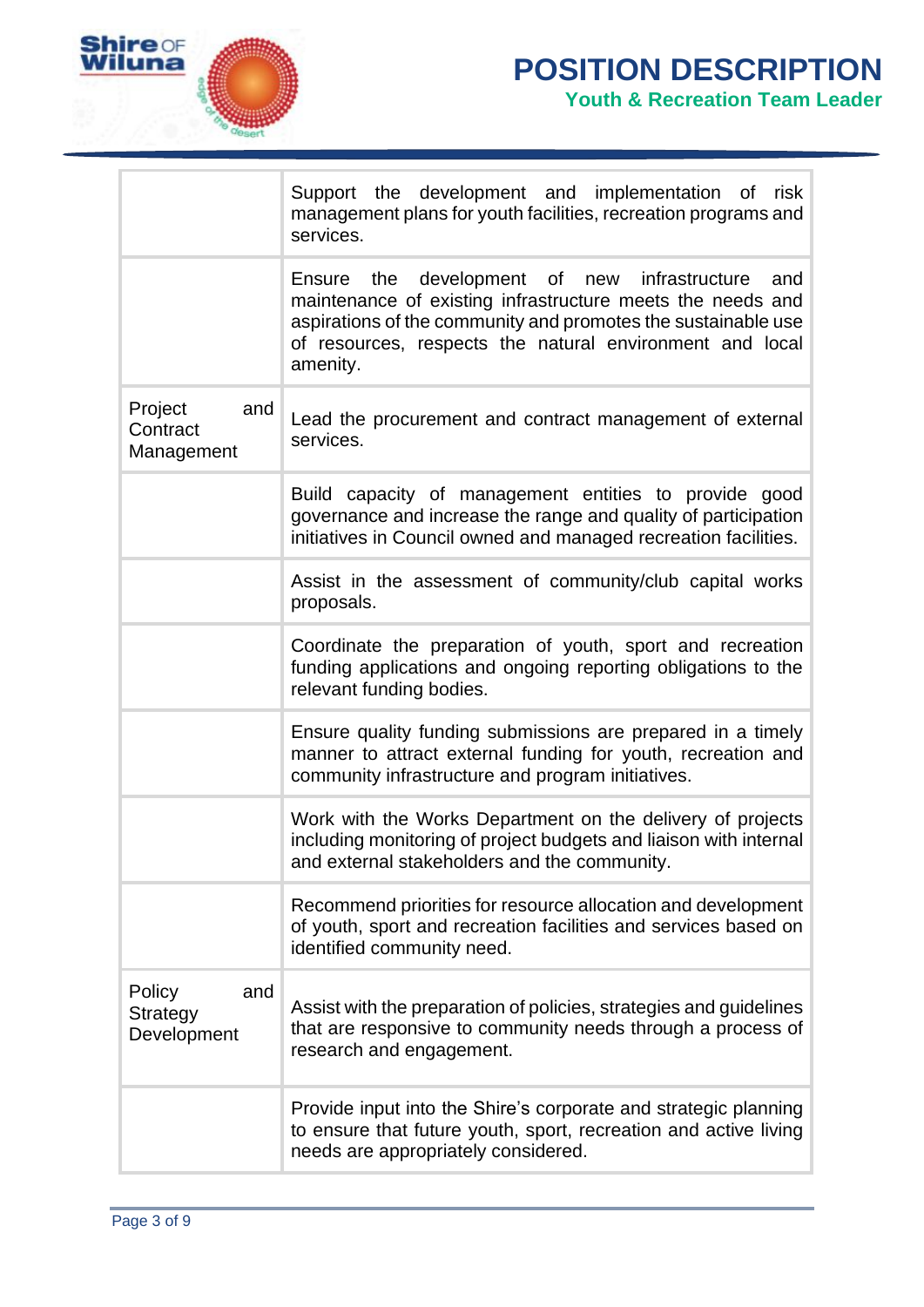| | |
|---|---|
| | Support the development and implementation of risk management plans for youth facilities, recreation programs and services. |
| | Ensure the development of new infrastructure and maintenance of existing infrastructure meets the needs and aspirations of the community and promotes the sustainable use of resources, respects the natural environment and local amenity. |
| Project and Contract Management | Lead the procurement and contract management of external services. |
| | Build capacity of management entities to provide good governance and increase the range and quality of participation initiatives in Council owned and managed recreation facilities. |
| | Assist in the assessment of community/club capital works proposals. |
| | Coordinate the preparation of youth, sport and recreation funding applications and ongoing reporting obligations to the relevant funding bodies. |
| | Ensure quality funding submissions are prepared in a timely manner to attract external funding for youth, recreation and community infrastructure and program initiatives. |
| | Work with the Works Department on the delivery of projects including monitoring of project budgets and liaison with internal and external stakeholders and the community. |
| | Recommend priorities for resource allocation and development of youth, sport and recreation facilities and services based on identified community need. |
| Policy and Strategy Development | Assist with the preparation of policies, strategies and guidelines that are responsive to community needs through a process of research and engagement. |
| | Provide input into the Shire's corporate and strategic planning to ensure that future youth, sport, recreation and active living needs are appropriately considered. |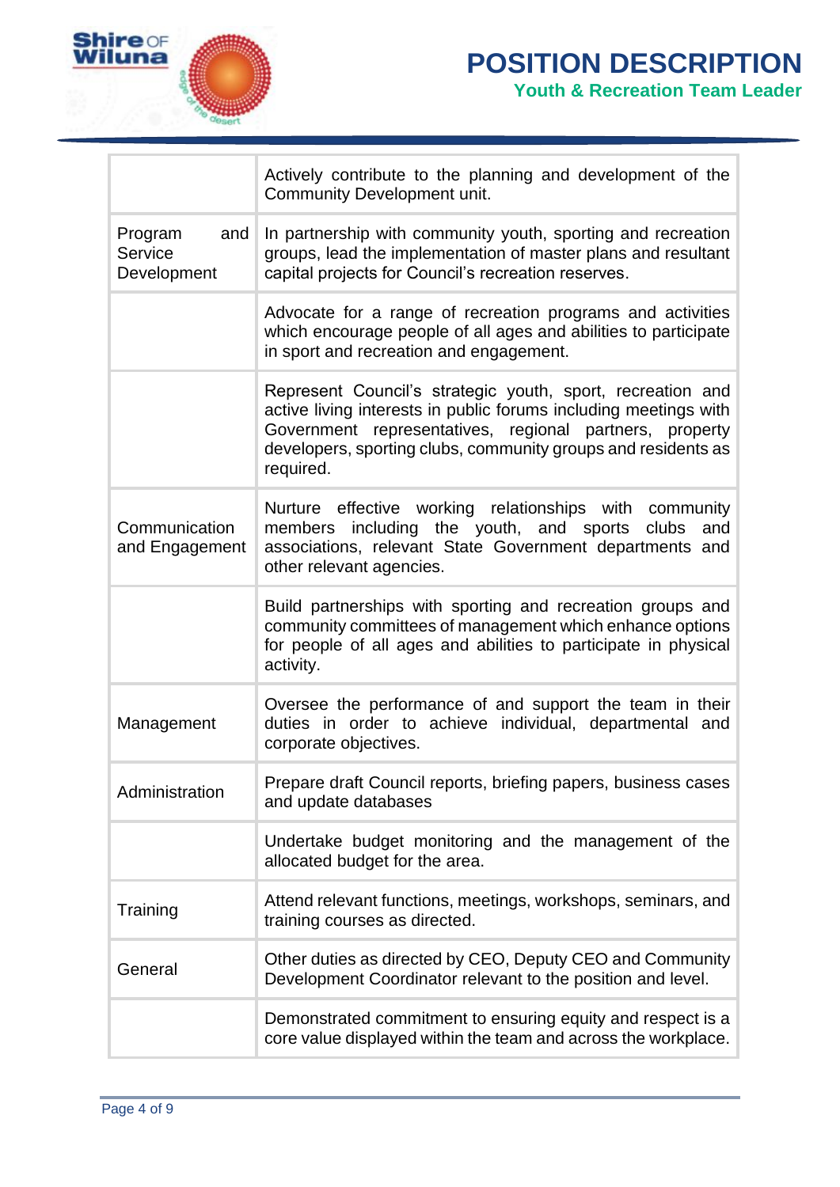| | |
|---|---|
| | Actively contribute to the planning and development of the Community Development unit. |
| Program and Service Development | In partnership with community youth, sporting and recreation groups, lead the implementation of master plans and resultant capital projects for Council's recreation reserves. |
| | Advocate for a range of recreation programs and activities which encourage people of all ages and abilities to participate in sport and recreation and engagement. |
| | Represent Council's strategic youth, sport, recreation and active living interests in public forums including meetings with Government representatives, regional partners, property developers, sporting clubs, community groups and residents as required. |
| Communication and Engagement | Nurture effective working relationships with community members including the youth, and sports clubs and associations, relevant State Government departments and other relevant agencies. |
| | Build partnerships with sporting and recreation groups and community committees of management which enhance options for people of all ages and abilities to participate in physical activity. |
| Management | Oversee the performance of and support the team in their duties in order to achieve individual, departmental and corporate objectives. |
| Administration | Prepare draft Council reports, briefing papers, business cases and update databases |
| | Undertake budget monitoring and the management of the allocated budget for the area. |
| Training | Attend relevant functions, meetings, workshops, seminars, and training courses as directed. |
| General | Other duties as directed by CEO, Deputy CEO and Community Development Coordinator relevant to the position and level. |
| | Demonstrated commitment to ensuring equity and respect is a core value displayed within the team and across the workplace. |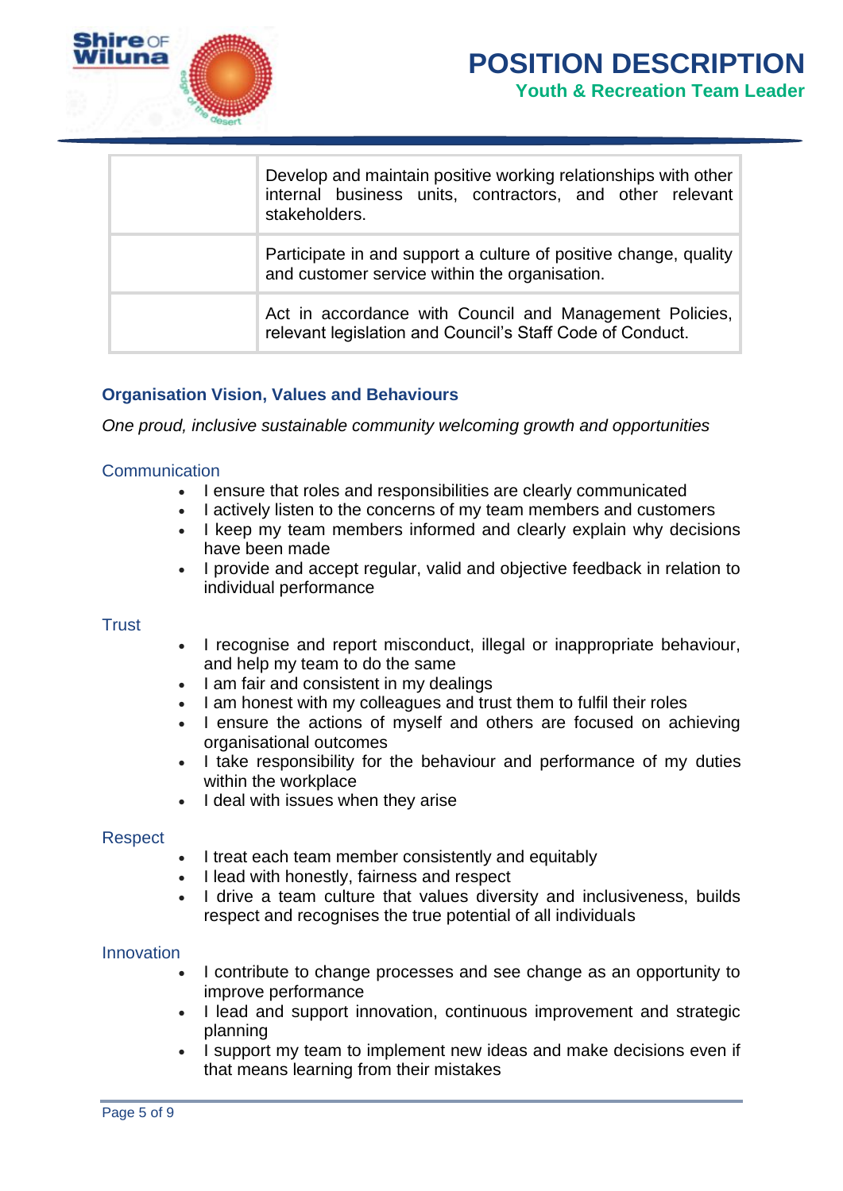| | |
|---|---|
| | Develop and maintain positive working relationships with other internal business units, contractors, and other relevant stakeholders. |
| | Participate in and support a culture of positive change, quality and customer service within the organisation. |
| | Act in accordance with Council and Management Policies, relevant legislation and Council's Staff Code of Conduct. |

### Organisation Vision, Values and Behaviours

*One proud, inclusive sustainable community welcoming growth and opportunities*

#### Communication

- I ensure that roles and responsibilities are clearly communicated
- I actively listen to the concerns of my team members and customers
- I keep my team members informed and clearly explain why decisions have been made
- I provide and accept regular, valid and objective feedback in relation to individual performance

#### Trust

- I recognise and report misconduct, illegal or inappropriate behaviour, and help my team to do the same
- I am fair and consistent in my dealings
- I am honest with my colleagues and trust them to fulfil their roles
- I ensure the actions of myself and others are focused on achieving organisational outcomes
- I take responsibility for the behaviour and performance of my duties within the workplace
- I deal with issues when they arise

#### Respect

- I treat each team member consistently and equitably
- I lead with honesty, fairness and respect
- I drive a team culture that values diversity and inclusiveness, builds respect and recognises the true potential of all individuals

#### Innovation

- I contribute to change processes and see change as an opportunity to improve performance
- I lead and support innovation, continuous improvement and strategic planning
- I support my team to implement new ideas and make decisions even if that means learning from their mistakes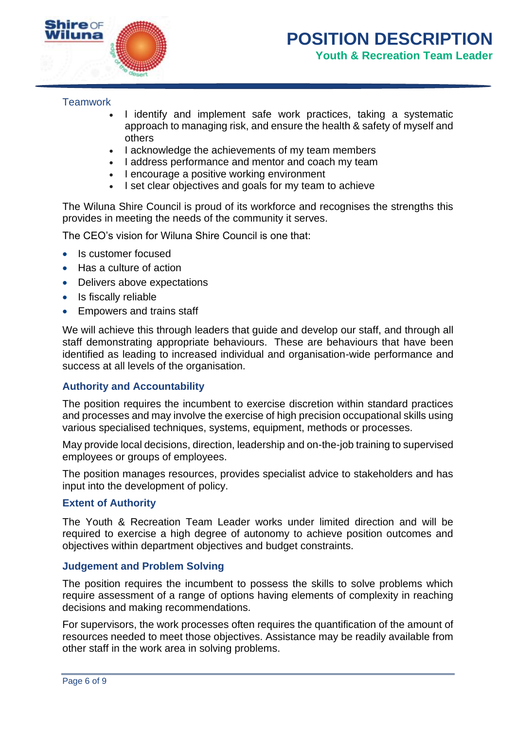### Teamwork

- I identify and implement safe work practices, taking a systematic approach to managing risk, and ensure the health & safety of myself and others
- I acknowledge the achievements of my team members
- I address performance and mentor and coach my team
- I encourage a positive working environment
- I set clear objectives and goals for my team to achieve

The Wiluna Shire Council is proud of its workforce and recognises the strengths this provides in meeting the needs of the community it serves.

The CEO's vision for Wiluna Shire Council is one that:

- Is customer focused
- Has a culture of action
- Delivers above expectations
- Is fiscally reliable
- Empowers and trains staff

We will achieve this through leaders that guide and develop our staff, and through all staff demonstrating appropriate behaviours. These are behaviours that have been identified as leading to increased individual and organisation-wide performance and success at all levels of the organisation.

### Authority and Accountability

The position requires the incumbent to exercise discretion within standard practices and processes and may involve the exercise of high precision occupational skills using various specialised techniques, systems, equipment, methods or processes.

May provide local decisions, direction, leadership and on-the-job training to supervised employees or groups of employees.

The position manages resources, provides specialist advice to stakeholders and has input into the development of policy.

### Extent of Authority

The Youth & Recreation Team Leader works under limited direction and will be required to exercise a high degree of autonomy to achieve position outcomes and objectives within department objectives and budget constraints.

### Judgement and Problem Solving

The position requires the incumbent to possess the skills to solve problems which require assessment of a range of options having elements of complexity in reaching decisions and making recommendations.

For supervisors, the work processes often requires the quantification of the amount of resources needed to meet those objectives. Assistance may be readily available from other staff in the work area in solving problems.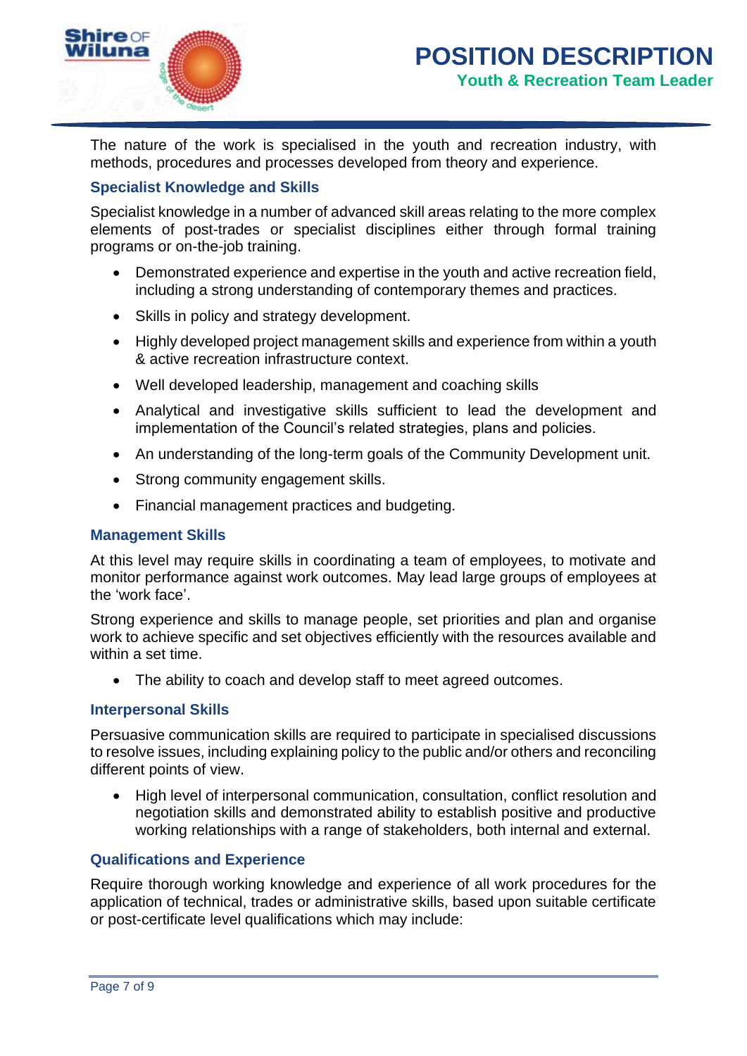The nature of the work is specialised in the youth and recreation industry, with methods, procedures and processes developed from theory and experience.

### Specialist Knowledge and Skills

Specialist knowledge in a number of advanced skill areas relating to the more complex elements of post-trades or specialist disciplines either through formal training programs or on-the-job training.

- Demonstrated experience and expertise in the youth and active recreation field, including a strong understanding of contemporary themes and practices.
- Skills in policy and strategy development.
- Highly developed project management skills and experience from within a youth & active recreation infrastructure context.
- Well developed leadership, management and coaching skills
- Analytical and investigative skills sufficient to lead the development and implementation of the Council's related strategies, plans and policies.
- An understanding of the long-term goals of the Community Development unit.
- Strong community engagement skills.
- Financial management practices and budgeting.

### Management Skills

At this level may require skills in coordinating a team of employees, to motivate and monitor performance against work outcomes. May lead large groups of employees at the 'work face'.

Strong experience and skills to manage people, set priorities and plan and organise work to achieve specific and set objectives efficiently with the resources available and within a set time.

- The ability to coach and develop staff to meet agreed outcomes.

### Interpersonal Skills

Persuasive communication skills are required to participate in specialised discussions to resolve issues, including explaining policy to the public and/or others and reconciling different points of view.

- High level of interpersonal communication, consultation, conflict resolution and negotiation skills and demonstrated ability to establish positive and productive working relationships with a range of stakeholders, both internal and external.

### Qualifications and Experience

Require thorough working knowledge and experience of all work procedures for the application of technical, trades or administrative skills, based upon suitable certificate or post-certificate level qualifications which may include: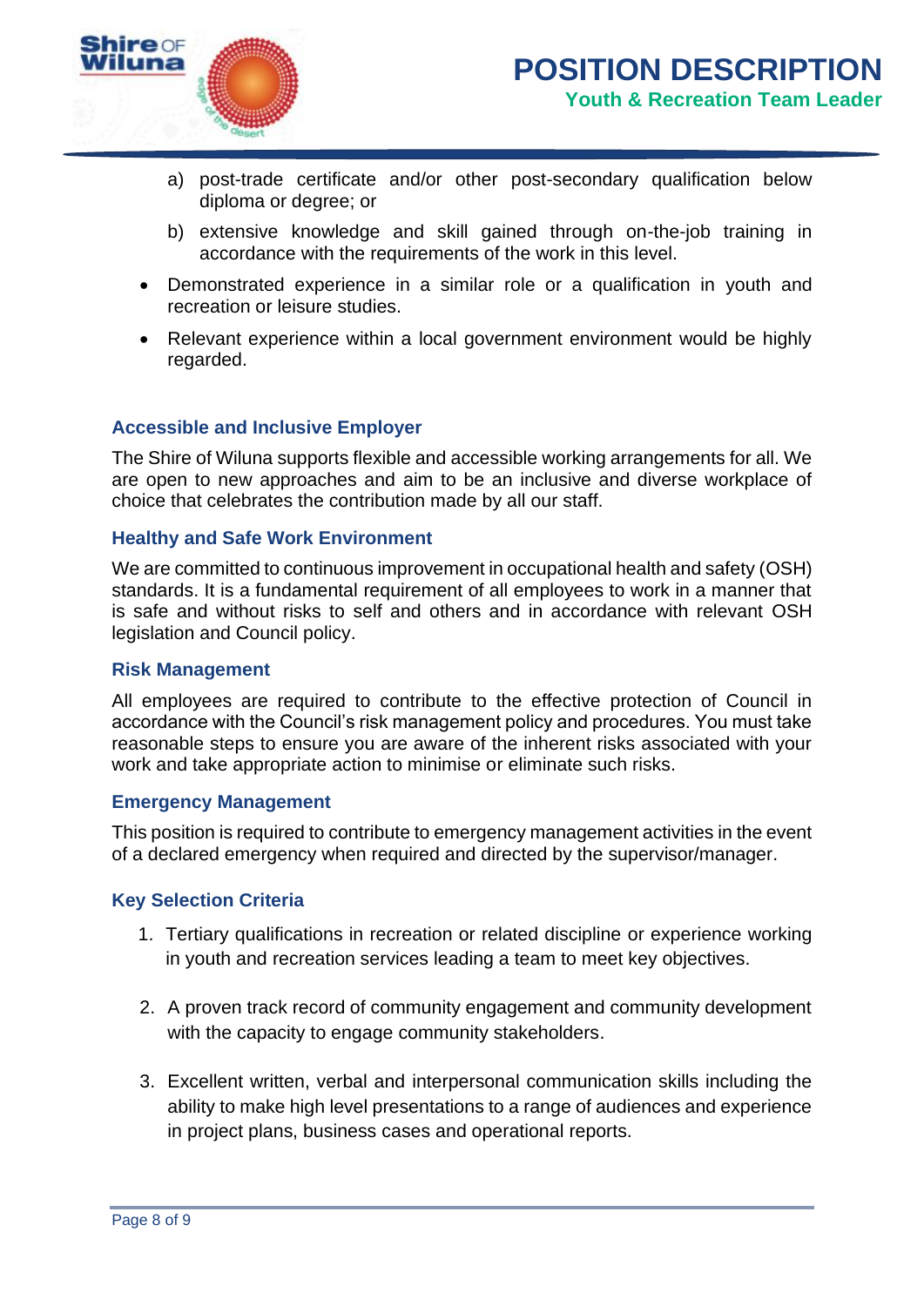a) post-trade certificate and/or other post-secondary qualification below diploma or degree; or

b) extensive knowledge and skill gained through on-the-job training in accordance with the requirements of the work in this level.

- Demonstrated experience in a similar role or a qualification in youth and recreation or leisure studies.
- Relevant experience within a local government environment would be highly regarded.

### Accessible and Inclusive Employer

The Shire of Wiluna supports flexible and accessible working arrangements for all. We are open to new approaches and aim to be an inclusive and diverse workplace of choice that celebrates the contribution made by all our staff.

### Healthy and Safe Work Environment

We are committed to continuous improvement in occupational health and safety (OSH) standards. It is a fundamental requirement of all employees to work in a manner that is safe and without risks to self and others and in accordance with relevant OSH legislation and Council policy.

### Risk Management

All employees are required to contribute to the effective protection of Council in accordance with the Council's risk management policy and procedures. You must take reasonable steps to ensure you are aware of the inherent risks associated with your work and take appropriate action to minimise or eliminate such risks.

### Emergency Management

This position is required to contribute to emergency management activities in the event of a declared emergency when required and directed by the supervisor/manager.

### Key Selection Criteria

1. Tertiary qualifications in recreation or related discipline or experience working in youth and recreation services leading a team to meet key objectives.

2. A proven track record of community engagement and community development with the capacity to engage community stakeholders.

3. Excellent written, verbal and interpersonal communication skills including the ability to make high level presentations to a range of audiences and experience in project plans, business cases and operational reports.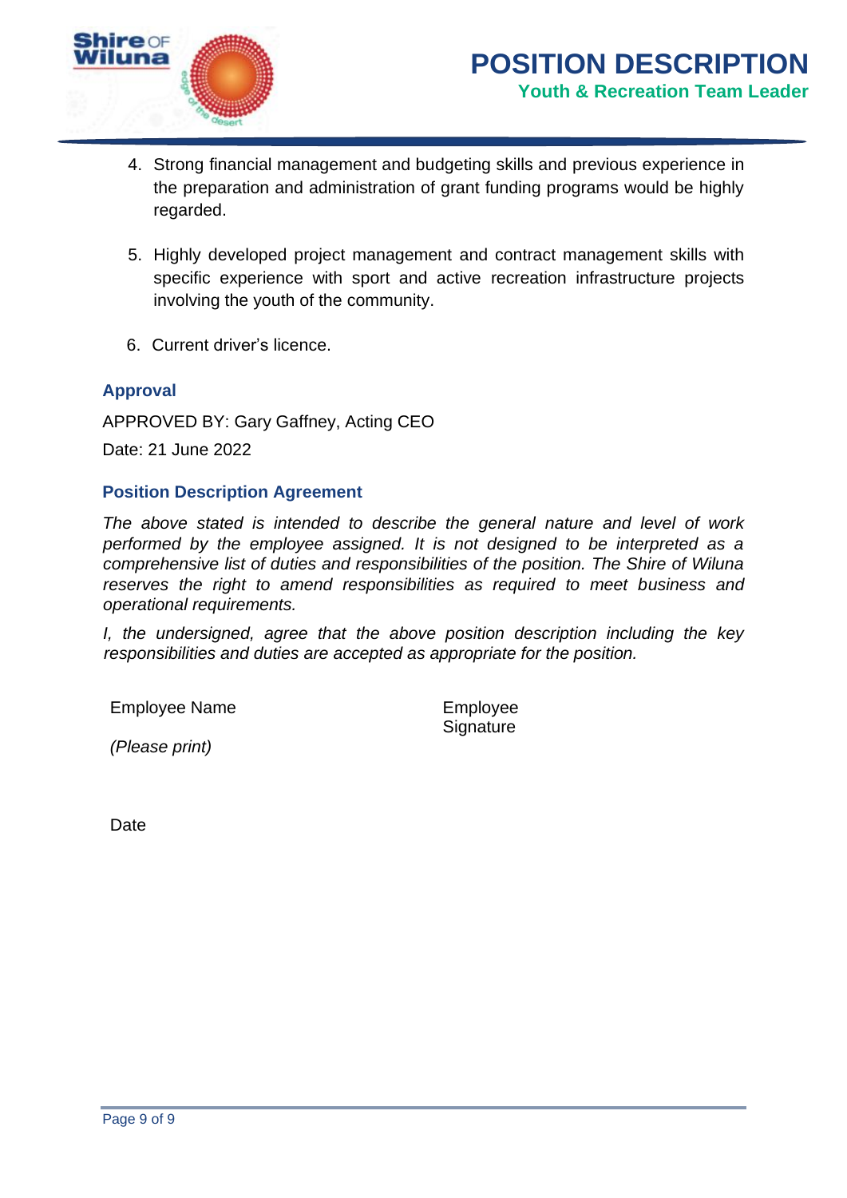4. Strong financial management and budgeting skills and previous experience in the preparation and administration of grant funding programs would be highly regarded.

5. Highly developed project management and contract management skills with specific experience with sport and active recreation infrastructure projects involving the youth of the community.

6. Current driver's licence.

### Approval

APPROVED BY: Gary Gaffney, Acting CEO

Date: 21 June 2022

### Position Description Agreement

*The above stated is intended to describe the general nature and level of work performed by the employee assigned. It is not designed to be interpreted as a comprehensive list of duties and responsibilities of the position. The Shire of Wiluna reserves the right to amend responsibilities as required to meet business and operational requirements.*

*I, the undersigned, agree that the above position description including the key responsibilities and duties are accepted as appropriate for the position.*

| | |
|---|---|
| Employee Name<br>*(Please print)* | Employee Signature |
| Date | |